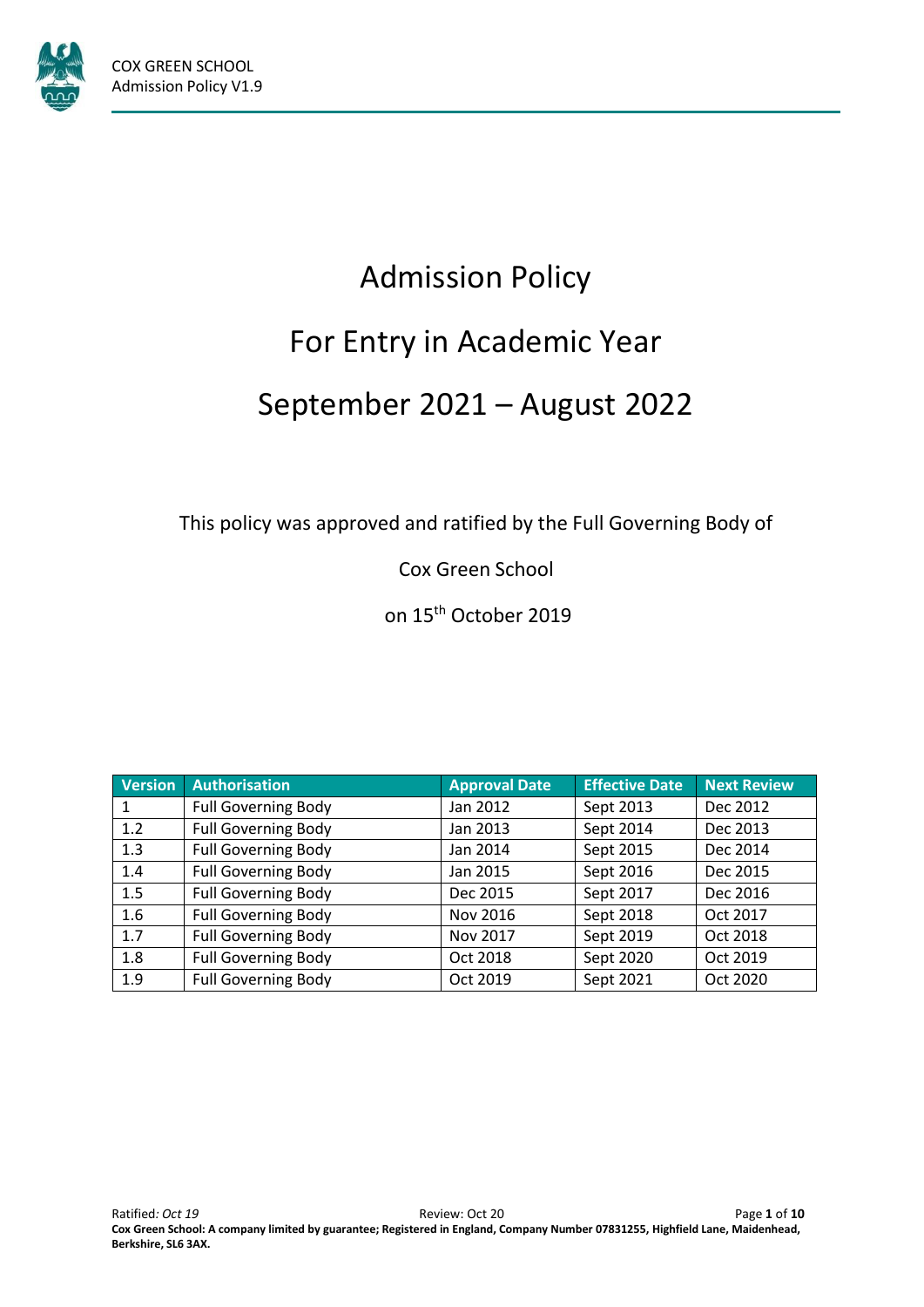# Admission Policy

# For Entry in Academic Year

# September 2021 – August 2022

This policy was approved and ratified by the Full Governing Body of

Cox Green School

on 15th October 2019

| Version | Authorisation | Approval Date | Effective Date | Next Review |
|---|---|---|---|---|
| 1 | Full Governing Body | Jan 2012 | Sept 2013 | Dec 2012 |
| 1.2 | Full Governing Body | Jan 2013 | Sept 2014 | Dec 2013 |
| 1.3 | Full Governing Body | Jan 2014 | Sept 2015 | Dec 2014 |
| 1.4 | Full Governing Body | Jan 2015 | Sept 2016 | Dec 2015 |
| 1.5 | Full Governing Body | Dec 2015 | Sept 2017 | Dec 2016 |
| 1.6 | Full Governing Body | Nov 2016 | Sept 2018 | Oct 2017 |
| 1.7 | Full Governing Body | Nov 2017 | Sept 2019 | Oct 2018 |
| 1.8 | Full Governing Body | Oct 2018 | Sept 2020 | Oct 2019 |
| 1.9 | Full Governing Body | Oct 2019 | Sept 2021 | Oct 2020 |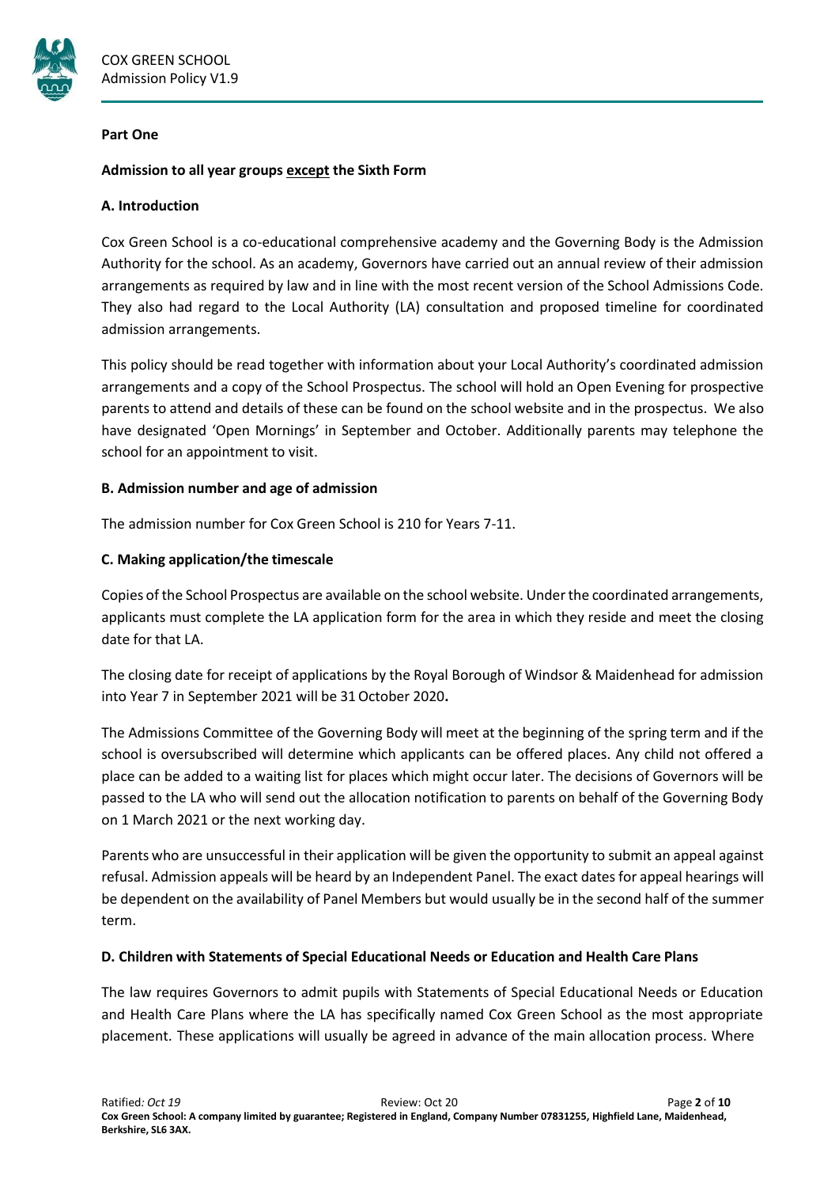**Part One**

**Admission to all year groups except the Sixth Form**

**A. Introduction**

Cox Green School is a co-educational comprehensive academy and the Governing Body is the Admission Authority for the school. As an academy, Governors have carried out an annual review of their admission arrangements as required by law and in line with the most recent version of the School Admissions Code. They also had regard to the Local Authority (LA) consultation and proposed timeline for coordinated admission arrangements.

This policy should be read together with information about your Local Authority's coordinated admission arrangements and a copy of the School Prospectus. The school will hold an Open Evening for prospective parents to attend and details of these can be found on the school website and in the prospectus. We also have designated 'Open Mornings' in September and October. Additionally parents may telephone the school for an appointment to visit.

**B. Admission number and age of admission**

The admission number for Cox Green School is 210 for Years 7-11.

**C. Making application/the timescale**

Copies of the School Prospectus are available on the school website. Under the coordinated arrangements, applicants must complete the LA application form for the area in which they reside and meet the closing date for that LA.

The closing date for receipt of applications by the Royal Borough of Windsor & Maidenhead for admission into Year 7 in September 2021 will be 31 October 2020**.**

The Admissions Committee of the Governing Body will meet at the beginning of the spring term and if the school is oversubscribed will determine which applicants can be offered places. Any child not offered a place can be added to a waiting list for places which might occur later. The decisions of Governors will be passed to the LA who will send out the allocation notification to parents on behalf of the Governing Body on 1 March 2021 or the next working day.

Parents who are unsuccessful in their application will be given the opportunity to submit an appeal against refusal. Admission appeals will be heard by an Independent Panel. The exact dates for appeal hearings will be dependent on the availability of Panel Members but would usually be in the second half of the summer term.

**D. Children with Statements of Special Educational Needs or Education and Health Care Plans**

The law requires Governors to admit pupils with Statements of Special Educational Needs or Education and Health Care Plans where the LA has specifically named Cox Green School as the most appropriate placement. These applications will usually be agreed in advance of the main allocation process. Where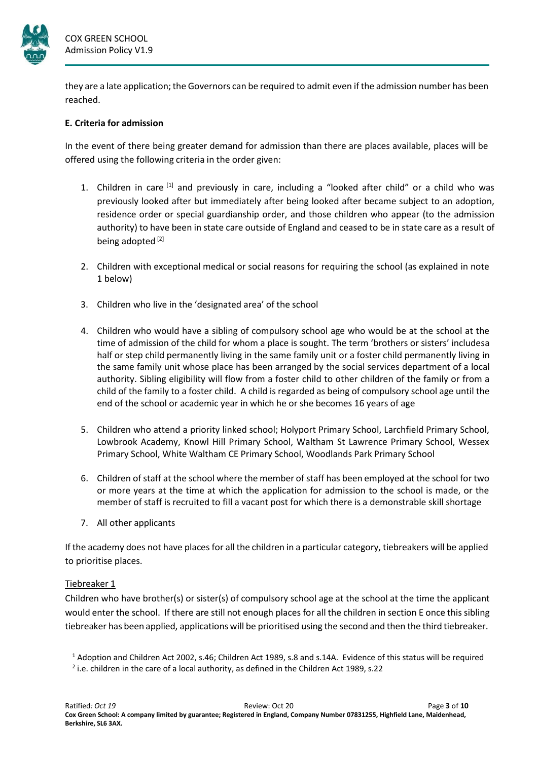they are a late application; the Governors can be required to admit even if the admission number has been reached.

**E. Criteria for admission**

In the event of there being greater demand for admission than there are places available, places will be offered using the following criteria in the order given:

1. Children in care [1] and previously in care, including a "looked after child" or a child who was previously looked after but immediately after being looked after became subject to an adoption, residence order or special guardianship order, and those children who appear (to the admission authority) to have been in state care outside of England and ceased to be in state care as a result of being adopted [2]

2. Children with exceptional medical or social reasons for requiring the school (as explained in note 1 below)

3. Children who live in the 'designated area' of the school

4. Children who would have a sibling of compulsory school age who would be at the school at the time of admission of the child for whom a place is sought. The term 'brothers or sisters' includesa half or step child permanently living in the same family unit or a foster child permanently living in the same family unit whose place has been arranged by the social services department of a local authority. Sibling eligibility will flow from a foster child to other children of the family or from a child of the family to a foster child. A child is regarded as being of compulsory school age until the end of the school or academic year in which he or she becomes 16 years of age

5. Children who attend a priority linked school; Holyport Primary School, Larchfield Primary School, Lowbrook Academy, Knowl Hill Primary School, Waltham St Lawrence Primary School, Wessex Primary School, White Waltham CE Primary School, Woodlands Park Primary School

6. Children of staff at the school where the member of staff has been employed at the school for two or more years at the time at which the application for admission to the school is made, or the member of staff is recruited to fill a vacant post for which there is a demonstrable skill shortage

7. All other applicants

If the academy does not have places for all the children in a particular category, tiebreakers will be applied to prioritise places.

Tiebreaker 1

Children who have brother(s) or sister(s) of compulsory school age at the school at the time the applicant would enter the school. If there are still not enough places for all the children in section E once this sibling tiebreaker has been applied, applications will be prioritised using the second and then the third tiebreaker.

---

[1] Adoption and Children Act 2002, s.46; Children Act 1989, s.8 and s.14A. Evidence of this status will be required

[2] i.e. children in the care of a local authority, as defined in the Children Act 1989, s.22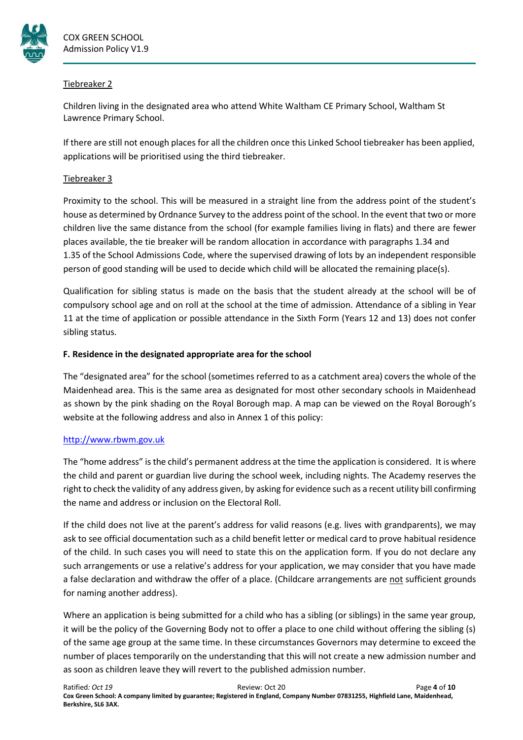<u>Tiebreaker 2</u>

Children living in the designated area who attend White Waltham CE Primary School, Waltham St Lawrence Primary School.

If there are still not enough places for all the children once this Linked School tiebreaker has been applied, applications will be prioritised using the third tiebreaker.

<u>Tiebreaker 3</u>

Proximity to the school. This will be measured in a straight line from the address point of the student's house as determined by Ordnance Survey to the address point of the school. In the event that two or more children live the same distance from the school (for example families living in flats) and there are fewer places available, the tie breaker will be random allocation in accordance with paragraphs 1.34 and 1.35 of the School Admissions Code, where the supervised drawing of lots by an independent responsible person of good standing will be used to decide which child will be allocated the remaining place(s).

Qualification for sibling status is made on the basis that the student already at the school will be of compulsory school age and on roll at the school at the time of admission. Attendance of a sibling in Year 11 at the time of application or possible attendance in the Sixth Form (Years 12 and 13) does not confer sibling status.

**F. Residence in the designated appropriate area for the school**

The "designated area" for the school (sometimes referred to as a catchment area) covers the whole of the Maidenhead area. This is the same area as designated for most other secondary schools in Maidenhead as shown by the pink shading on the Royal Borough map. A map can be viewed on the Royal Borough's website at the following address and also in Annex 1 of this policy:

[http://www.rbwm.gov.uk](http://www.rbwm.gov.uk)

The "home address" is the child's permanent address at the time the application is considered. It is where the child and parent or guardian live during the school week, including nights. The Academy reserves the right to check the validity of any address given, by asking for evidence such as a recent utility bill confirming the name and address or inclusion on the Electoral Roll.

If the child does not live at the parent's address for valid reasons (e.g. lives with grandparents), we may ask to see official documentation such as a child benefit letter or medical card to prove habitual residence of the child. In such cases you will need to state this on the application form. If you do not declare any such arrangements or use a relative's address for your application, we may consider that you have made a false declaration and withdraw the offer of a place. (Childcare arrangements are <u>not</u> sufficient grounds for naming another address).

Where an application is being submitted for a child who has a sibling (or siblings) in the same year group, it will be the policy of the Governing Body not to offer a place to one child without offering the sibling (s) of the same age group at the same time. In these circumstances Governors may determine to exceed the number of places temporarily on the understanding that this will not create a new admission number and as soon as children leave they will revert to the published admission number.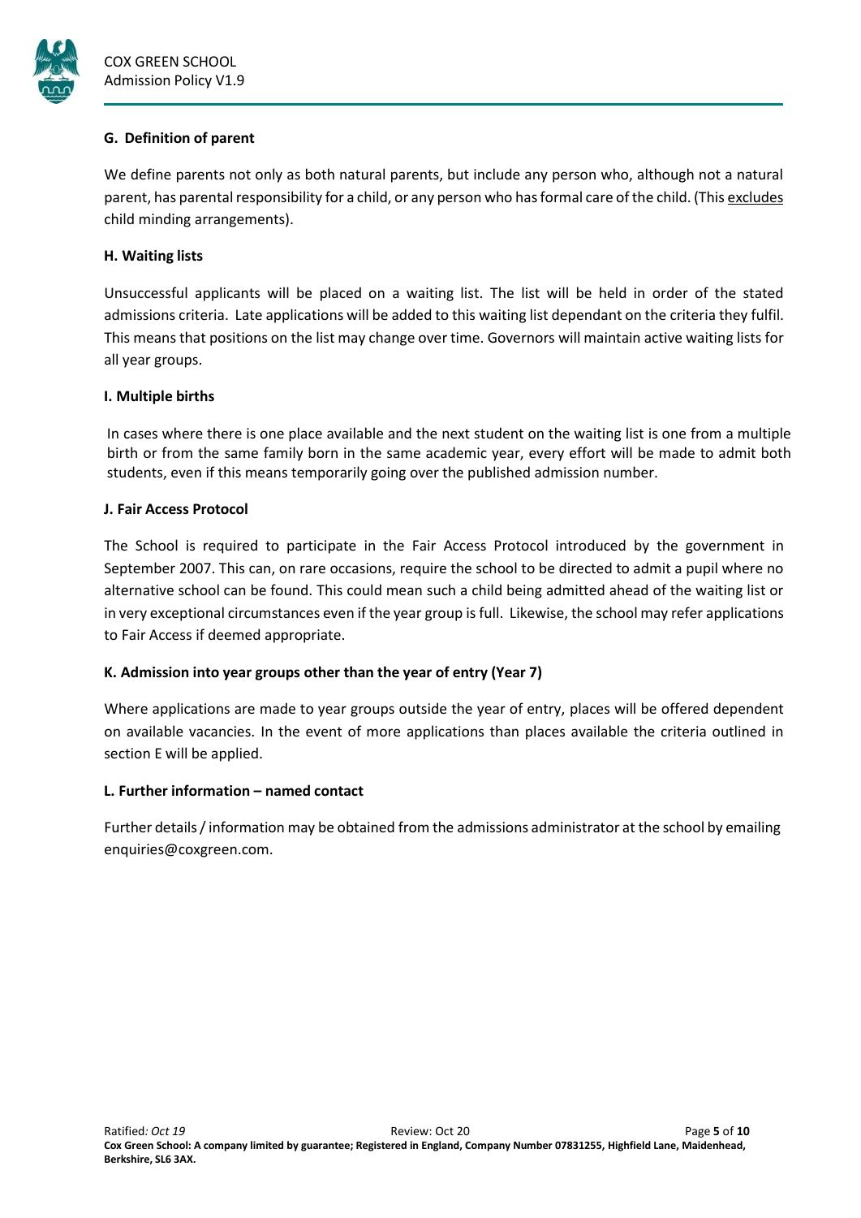### G. Definition of parent

We define parents not only as both natural parents, but include any person who, although not a natural parent, has parental responsibility for a child, or any person who has formal care of the child. (This excludes child minding arrangements).

### H. Waiting lists

Unsuccessful applicants will be placed on a waiting list. The list will be held in order of the stated admissions criteria. Late applications will be added to this waiting list dependant on the criteria they fulfil. This means that positions on the list may change over time. Governors will maintain active waiting lists for all year groups.

### I. Multiple births

In cases where there is one place available and the next student on the waiting list is one from a multiple birth or from the same family born in the same academic year, every effort will be made to admit both students, even if this means temporarily going over the published admission number.

### J. Fair Access Protocol

The School is required to participate in the Fair Access Protocol introduced by the government in September 2007. This can, on rare occasions, require the school to be directed to admit a pupil where no alternative school can be found. This could mean such a child being admitted ahead of the waiting list or in very exceptional circumstances even if the year group is full. Likewise, the school may refer applications to Fair Access if deemed appropriate.

### K. Admission into year groups other than the year of entry (Year 7)

Where applications are made to year groups outside the year of entry, places will be offered dependent on available vacancies. In the event of more applications than places available the criteria outlined in section E will be applied.

### L. Further information – named contact

Further details / information may be obtained from the admissions administrator at the school by emailing enquiries@coxgreen.com.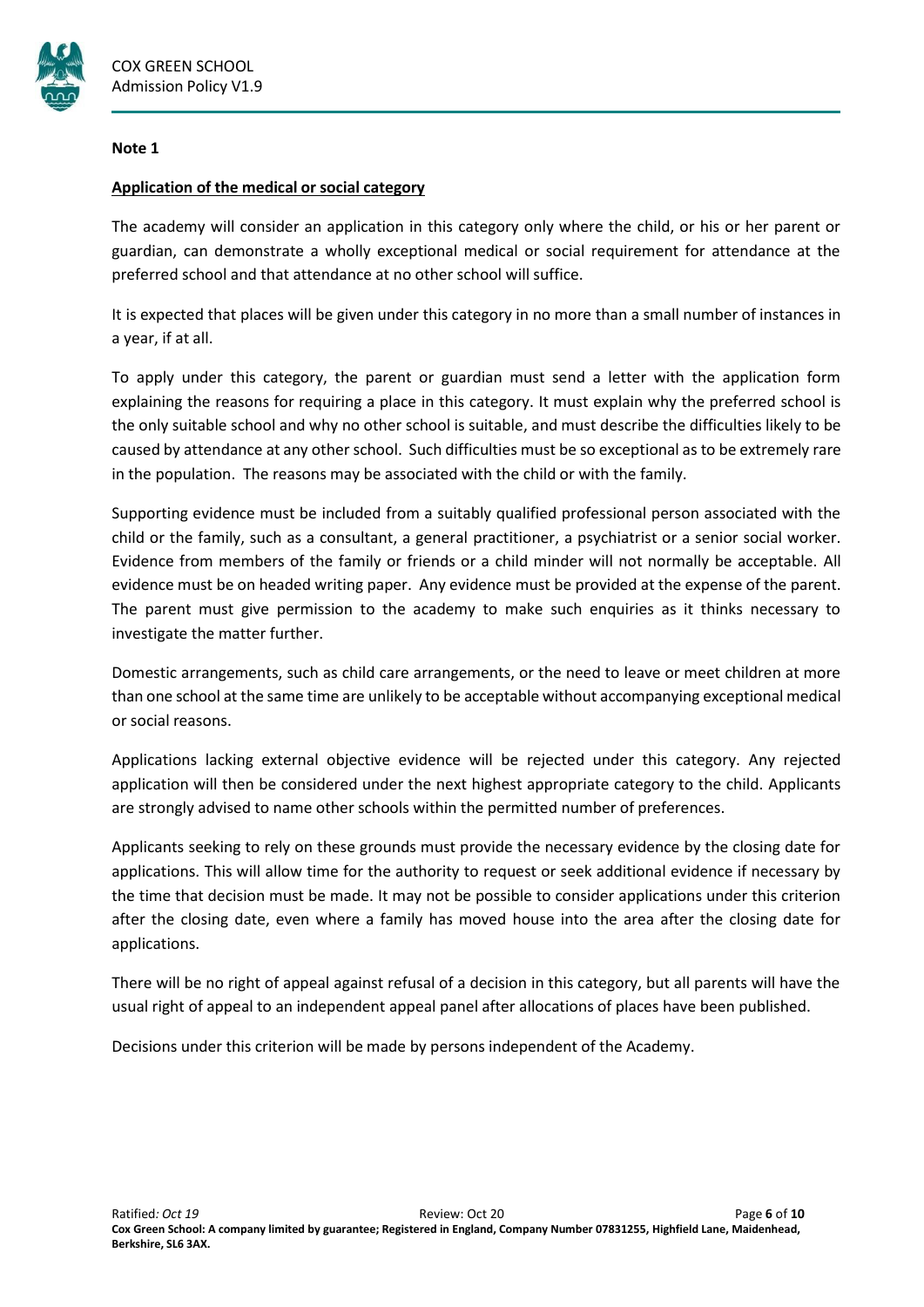**Note 1**

**Application of the medical or social category**

The academy will consider an application in this category only where the child, or his or her parent or guardian, can demonstrate a wholly exceptional medical or social requirement for attendance at the preferred school and that attendance at no other school will suffice.

It is expected that places will be given under this category in no more than a small number of instances in a year, if at all.

To apply under this category, the parent or guardian must send a letter with the application form explaining the reasons for requiring a place in this category. It must explain why the preferred school is the only suitable school and why no other school is suitable, and must describe the difficulties likely to be caused by attendance at any other school. Such difficulties must be so exceptional as to be extremely rare in the population. The reasons may be associated with the child or with the family.

Supporting evidence must be included from a suitably qualified professional person associated with the child or the family, such as a consultant, a general practitioner, a psychiatrist or a senior social worker. Evidence from members of the family or friends or a child minder will not normally be acceptable. All evidence must be on headed writing paper. Any evidence must be provided at the expense of the parent. The parent must give permission to the academy to make such enquiries as it thinks necessary to investigate the matter further.

Domestic arrangements, such as child care arrangements, or the need to leave or meet children at more than one school at the same time are unlikely to be acceptable without accompanying exceptional medical or social reasons.

Applications lacking external objective evidence will be rejected under this category. Any rejected application will then be considered under the next highest appropriate category to the child. Applicants are strongly advised to name other schools within the permitted number of preferences.

Applicants seeking to rely on these grounds must provide the necessary evidence by the closing date for applications. This will allow time for the authority to request or seek additional evidence if necessary by the time that decision must be made. It may not be possible to consider applications under this criterion after the closing date, even where a family has moved house into the area after the closing date for applications.

There will be no right of appeal against refusal of a decision in this category, but all parents will have the usual right of appeal to an independent appeal panel after allocations of places have been published.

Decisions under this criterion will be made by persons independent of the Academy.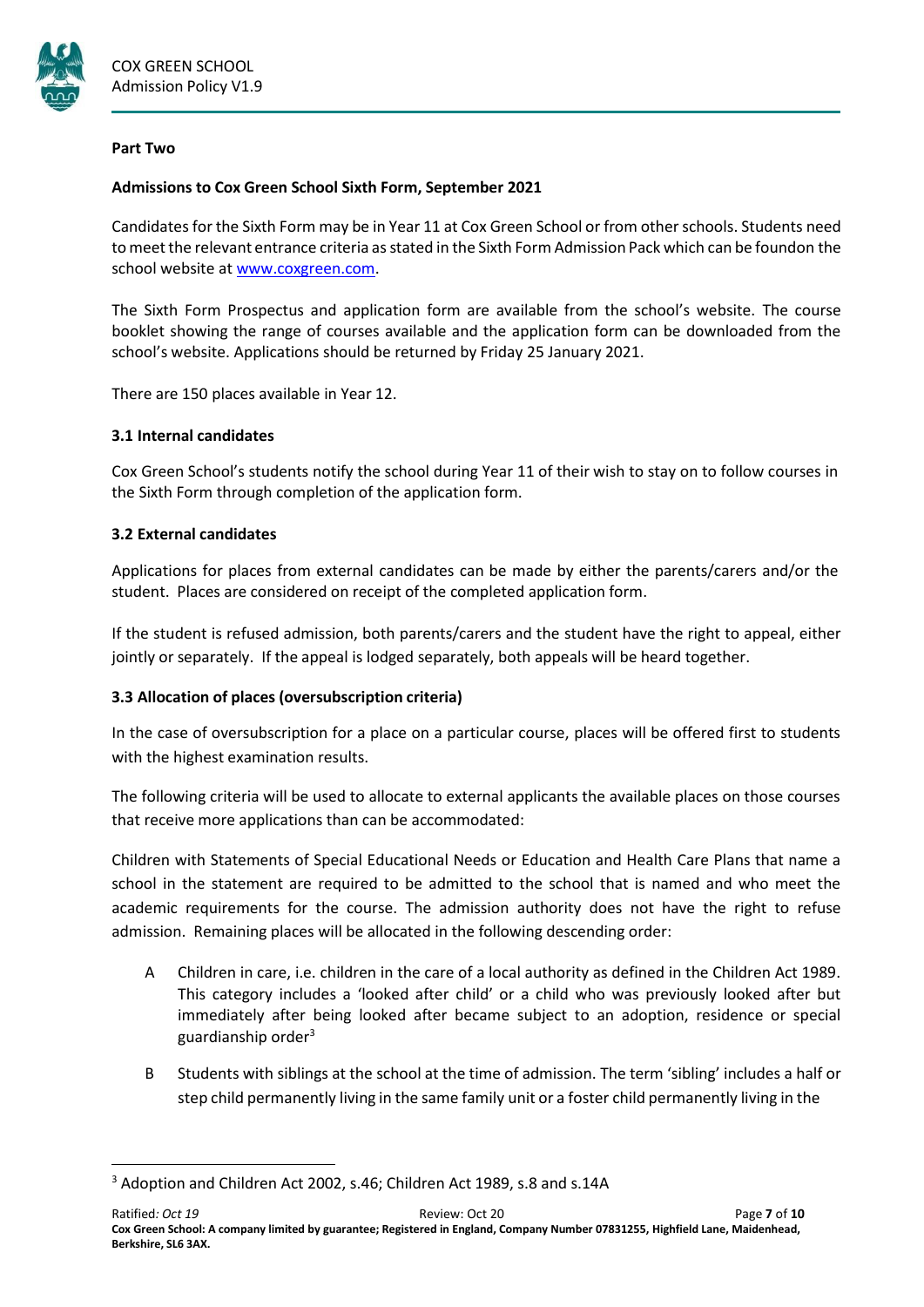**Part Two**

**Admissions to Cox Green School Sixth Form, September 2021**

Candidates for the Sixth Form may be in Year 11 at Cox Green School or from other schools. Students need to meet the relevant entrance criteria as stated in the Sixth Form Admission Pack which can be foundon the school website at www.coxgreen.com.

The Sixth Form Prospectus and application form are available from the school's website. The course booklet showing the range of courses available and the application form can be downloaded from the school's website. Applications should be returned by Friday 25 January 2021.

There are 150 places available in Year 12.

**3.1 Internal candidates**

Cox Green School's students notify the school during Year 11 of their wish to stay on to follow courses in the Sixth Form through completion of the application form.

**3.2 External candidates**

Applications for places from external candidates can be made by either the parents/carers and/or the student. Places are considered on receipt of the completed application form.

If the student is refused admission, both parents/carers and the student have the right to appeal, either jointly or separately. If the appeal is lodged separately, both appeals will be heard together.

**3.3 Allocation of places (oversubscription criteria)**

In the case of oversubscription for a place on a particular course, places will be offered first to students with the highest examination results.

The following criteria will be used to allocate to external applicants the available places on those courses that receive more applications than can be accommodated:

Children with Statements of Special Educational Needs or Education and Health Care Plans that name a school in the statement are required to be admitted to the school that is named and who meet the academic requirements for the course. The admission authority does not have the right to refuse admission. Remaining places will be allocated in the following descending order:

A. Children in care, i.e. children in the care of a local authority as defined in the Children Act 1989. This category includes a 'looked after child' or a child who was previously looked after but immediately after being looked after became subject to an adoption, residence or special guardianship order[3]

B. Students with siblings at the school at the time of admission. The term 'sibling' includes a half or step child permanently living in the same family unit or a foster child permanently living in the

[3] Adoption and Children Act 2002, s.46; Children Act 1989, s.8 and s.14A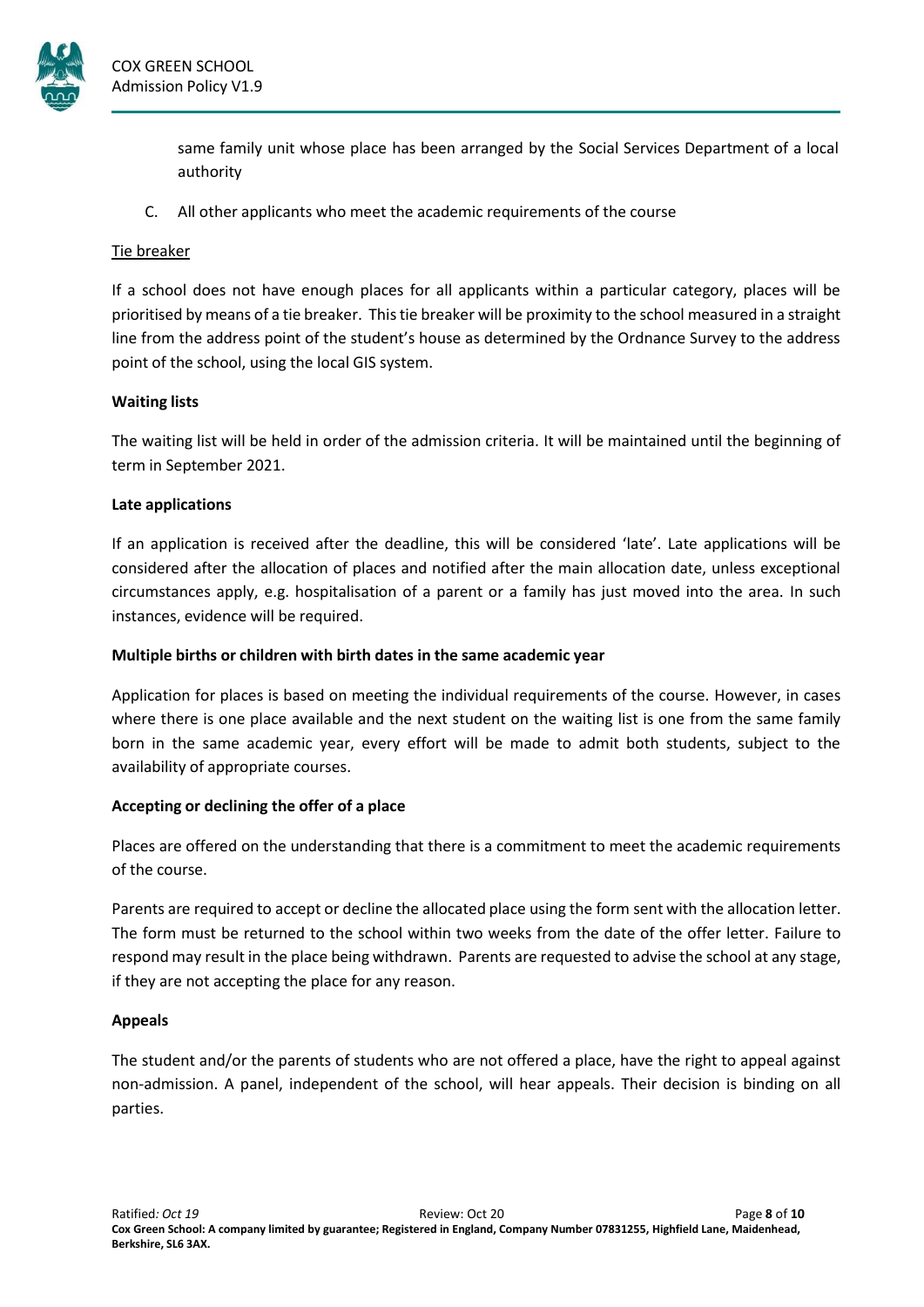same family unit whose place has been arranged by the Social Services Department of a local authority

C. All other applicants who meet the academic requirements of the course

Tie breaker

If a school does not have enough places for all applicants within a particular category, places will be prioritised by means of a tie breaker. This tie breaker will be proximity to the school measured in a straight line from the address point of the student's house as determined by the Ordnance Survey to the address point of the school, using the local GIS system.

**Waiting lists**

The waiting list will be held in order of the admission criteria. It will be maintained until the beginning of term in September 2021.

**Late applications**

If an application is received after the deadline, this will be considered 'late'. Late applications will be considered after the allocation of places and notified after the main allocation date, unless exceptional circumstances apply, e.g. hospitalisation of a parent or a family has just moved into the area. In such instances, evidence will be required.

**Multiple births or children with birth dates in the same academic year**

Application for places is based on meeting the individual requirements of the course. However, in cases where there is one place available and the next student on the waiting list is one from the same family born in the same academic year, every effort will be made to admit both students, subject to the availability of appropriate courses.

**Accepting or declining the offer of a place**

Places are offered on the understanding that there is a commitment to meet the academic requirements of the course.

Parents are required to accept or decline the allocated place using the form sent with the allocation letter. The form must be returned to the school within two weeks from the date of the offer letter. Failure to respond may result in the place being withdrawn. Parents are requested to advise the school at any stage, if they are not accepting the place for any reason.

**Appeals**

The student and/or the parents of students who are not offered a place, have the right to appeal against non-admission. A panel, independent of the school, will hear appeals. Their decision is binding on all parties.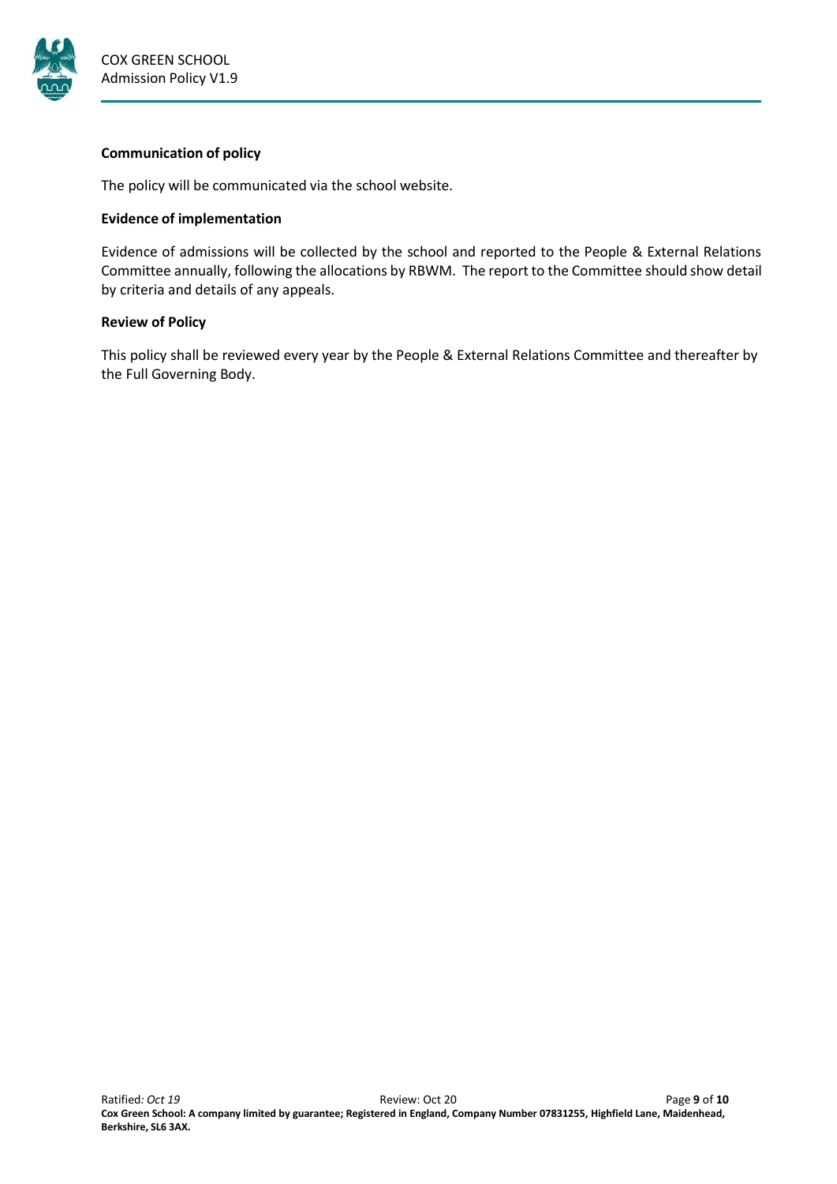**Communication of policy**

The policy will be communicated via the school website.

**Evidence of implementation**

Evidence of admissions will be collected by the school and reported to the People & External Relations Committee annually, following the allocations by RBWM. The report to the Committee should show detail by criteria and details of any appeals.

**Review of Policy**

This policy shall be reviewed every year by the People & External Relations Committee and thereafter by the Full Governing Body.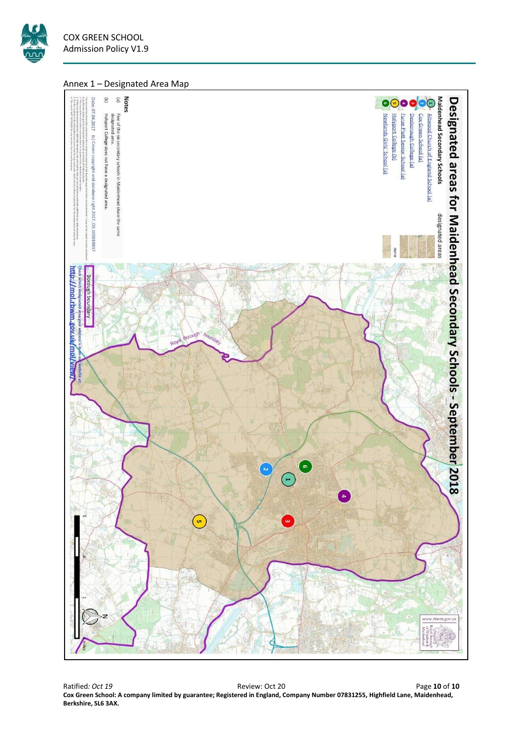## Annex 1 – Designated Area Map

# Designated areas for Maidenhead Secondary Schools - September 2018

Maidenhead Secondary Schools — designated areas

1. Altwood Church of England School (a)
2. Cox Green School (a)
3. Desborough College (a)
4. Furze Platt Senior School (a)
5. Holyport College (b) — none
6. Newlands Girls School (a)

**Notes**

(a) Five of the six secondary schools in Maidenhead share the same designated area.

(b) Holyport College does not have a designated area.

Date: 07.04.2017 (c) Crown copyright and database right 2017. OS 100018817

Borough boundary

Check which designated area your address is in on our website at: http://mol.rbwm.gov.uk/mol/viewer

Royal Borough boundary

www.rbwm.gov.uk

Royal Borough of Windsor & Maidenhead

1 0 1 miles

Ratified: *Oct 19* Review: Oct 20

**Cox Green School: A company limited by guarantee; Registered in England, Company Number 07831255, Highfield Lane, Maidenhead, Berkshire, SL6 3AX.**